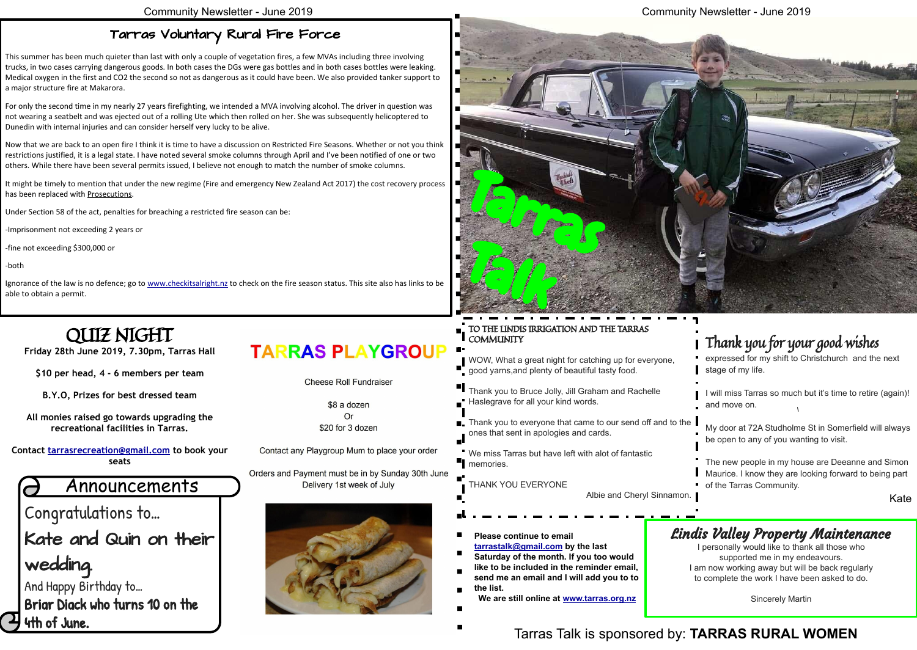## Tarras Voluntary Rural Fire Force

This summer has been much quieter than last with only a couple of vegetation fires, a few MVAs including three involving trucks, in two cases carrying dangerous goods. In both cases the DGs were gas bottles and in both cases bottles were leaking. Medical oxygen in the first and CO2 the second so not as dangerous as it could have been. We also provided tanker support to a major structure fire at Makarora.

For only the second time in my nearly 27 years firefighting, we intended a MVA involving alcohol. The driver in question was not wearing a seatbelt and was ejected out of a rolling Ute which then rolled on her. She was subsequently helicoptered to Dunedin with internal injuries and can consider herself very lucky to be alive.

Now that we are back to an open fire I think it is time to have a discussion on Restricted Fire Seasons. Whether or not you think restrictions justified, it is a legal state. I have noted several smoke columns through April and I've been notified of one or two others. While there have been several permits issued, I believe not enough to match the number of smoke columns.

It might be timely to mention that under the new regime (Fire and emergency New Zealand Act 2017) the cost recovery process has been replaced with Prosecutions.

Under Section 58 of the act, penalties for breaching a restricted fire season can be:

-Imprisonment not exceeding 2 years or

-fine not exceeding $300,000 or

-both

Ignorance of the law is no defence; go to www.checkitsalright.nz to check on the fire season status. This site also has links to be able to obtain a permit.

# Tarras Talk

## QUIZ NIGHT

**Friday 28th June 2019, 7.30pm, Tarras Hall**

**$10 per head, 4 - 6 members per team**

**B.Y.O, Prizes for best dressed team**

**All monies raised go towards upgrading the recreational facilities in Tarras.**

**Contact tarrasrecreation@gmail.com to book your seats**

## Announcements

Congratulations to...

**Kate and Quin on their wedding.**

And Happy Birthday to...

**Briar Diack who turns 10 on the 4th of June.**

## TARRAS PLAYGROUP

Cheese Roll Fundraiser

$8 a dozen
Or
$20 for 3 dozen

Contact any Playgroup Mum to place your order

Orders and Payment must be in by Sunday 30th June
Delivery 1st week of July

## TO THE LINDIS IRRIGATION AND THE TARRAS COMMUNITY

WOW, What a great night for catching up for everyone, good yarns,and plenty of beautiful tasty food.

Thank you to Bruce Jolly, Jill Graham and Rachelle Haslegrave for all your kind words.

Thank you to everyone that came to our send off and to the ones that sent in apologies and cards.

We miss Tarras but have left with alot of fantastic memories.

THANK YOU EVERYONE

Albie and Cheryl Sinnamon.

## Thank you for your good wishes

expressed for my shift to Christchurch and the next stage of my life.

I will miss Tarras so much but it's time to retire (again)! and move on.

My door at 72A Studholme St in Somerfield will always be open to any of you wanting to visit.

The new people in my house are Deeanne and Simon Maurice. I know they are looking forward to being part of the Tarras Community.

Kate

**Please continue to email tarrastalk@gmail.com by the last Saturday of the month. If you too would like to be included in the reminder email, send me an email and I will add you to to the list.**
**We are still online at www.tarras.org.nz**

## Lindis Valley Property Maintenance

I personally would like to thank all those who supported me in my endeavours.
I am now working away but will be back regularly to complete the work I have been asked to do.

Sincerely Martin

Tarras Talk is sponsored by: **TARRAS RURAL WOMEN**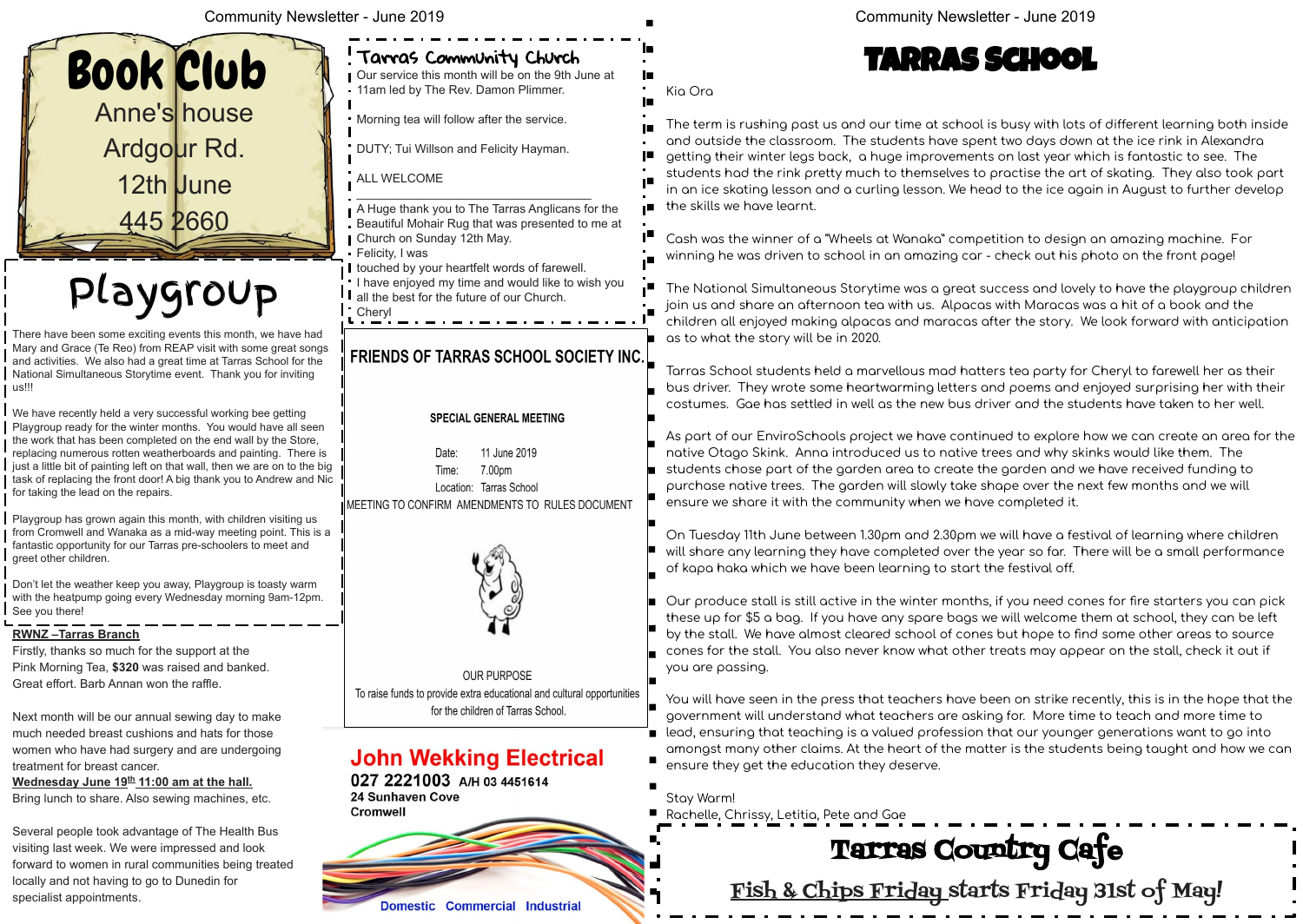# Book Club

Anne's house

Ardgour Rd.

12th June

445 2660

# Playgroup

There have been some exciting events this month, we have had Mary and Grace (Te Reo) from REAP visit with some great songs and activities. We also had a great time at Tarras School for the National Simultaneous Storytime event. Thank you for inviting us!!!

We have recently held a very successful working bee getting Playgroup ready for the winter months. You would have all seen the work that has been completed on the end wall by the Store, replacing numerous rotten weatherboards and painting. There is just a little bit of painting left on that wall, then we are on to the big task of replacing the front door! A big thank you to Andrew and Nic for taking the lead on the repairs.

Playgroup has grown again this month, with children visiting us from Cromwell and Wanaka as a mid-way meeting point. This is a fantastic opportunity for our Tarras pre-schoolers to meet and greet other children.

Don't let the weather keep you away, Playgroup is toasty warm with the heatpump going every Wednesday morning 9am-12pm. See you there!

**RWNZ –Tarras Branch**

Firstly, thanks so much for the support at the Pink Morning Tea, **$320** was raised and banked. Great effort. Barb Annan won the raffle.

Next month will be our annual sewing day to make much needed breast cushions and hats for those women who have had surgery and are undergoing treatment for breast cancer.

**Wednesday June 19th 11:00 am at the hall.**

Bring lunch to share. Also sewing machines, etc.

Several people took advantage of The Health Bus visiting last week. We were impressed and look forward to women in rural communities being treated locally and not having to go to Dunedin for specialist appointments.

## Tarras Community Church

Our service this month will be on the 9th June at 11am led by The Rev. Damon Plimmer.

Morning tea will follow after the service.

DUTY; Tui Willson and Felicity Hayman.

ALL WELCOME

---

A Huge thank you to The Tarras Anglicans for the Beautiful Mohair Rug that was presented to me at Church on Sunday 12th May.

Felicity, I was touched by your heartfelt words of farewell.

I have enjoyed my time and would like to wish you all the best for the future of our Church.

Cheryl

## FRIENDS OF TARRAS SCHOOL SOCIETY INC.

**SPECIAL GENERAL MEETING**

Date: 11 June 2019

Time: 7.00pm

Location: Tarras School

MEETING TO CONFIRM AMENDMENTS TO RULES DOCUMENT

OUR PURPOSE

To raise funds to provide extra educational and cultural opportunities for the children of Tarras School.

## John Wekking Electrical

**027 2221003** **A/H 03 4451614**

**24 Sunhaven Cove**

**Cromwell**

Domestic Commercial Industrial

# TARRAS SCHOOL

Kia Ora

The term is rushing past us and our time at school is busy with lots of different learning both inside and outside the classroom. The students have spent two days down at the ice rink in Alexandra getting their winter legs back, a huge improvements on last year which is fantastic to see. The students had the rink pretty much to themselves to practise the art of skating. They also took part in an ice skating lesson and a curling lesson. We head to the ice again in August to further develop the skills we have learnt.

Cash was the winner of a "Wheels at Wanaka" competition to design an amazing machine. For winning he was driven to school in an amazing car - check out his photo on the front page!

The National Simultaneous Storytime was a great success and lovely to have the playgroup children join us and share an afternoon tea with us. Alpacas with Maracas was a hit of a book and the children all enjoyed making alpacas and maracas after the story. We look forward with anticipation as to what the story will be in 2020.

Tarras School students held a marvellous mad hatters tea party for Cheryl to farewell her as their bus driver. They wrote some heartwarming letters and poems and enjoyed surprising her with their costumes. Gae has settled in well as the new bus driver and the students have taken to her well.

As part of our EnviroSchools project we have continued to explore how we can create an area for the native Otago Skink. Anna introduced us to native trees and why skinks would like them. The students chose part of the garden area to create the garden and we have received funding to purchase native trees. The garden will slowly take shape over the next few months and we will ensure we share it with the community when we have completed it.

On Tuesday 11th June between 1.30pm and 2.30pm we will have a festival of learning where children will share any learning they have completed over the year so far. There will be a small performance of kapa haka which we have been learning to start the festival off.

Our produce stall is still active in the winter months, if you need cones for fire starters you can pick these up for $5 a bag. If you have any spare bags we will welcome them at school, they can be left by the stall. We have almost cleared school of cones but hope to find some other areas to source cones for the stall. You also never know what other treats may appear on the stall, check it out if you are passing.

You will have seen in the press that teachers have been on strike recently, this is in the hope that the government will understand what teachers are asking for. More time to teach and more time to lead, ensuring that teaching is a valued profession that our younger generations want to go into amongst many other claims. At the heart of the matter is the students being taught and how we can ensure they get the education they deserve.

Stay Warm!

Rachelle, Chrissy, Letitia, Pete and Gae

# Tarras Country Cafe

**Fish & Chips Friday starts Friday 31st of May!**